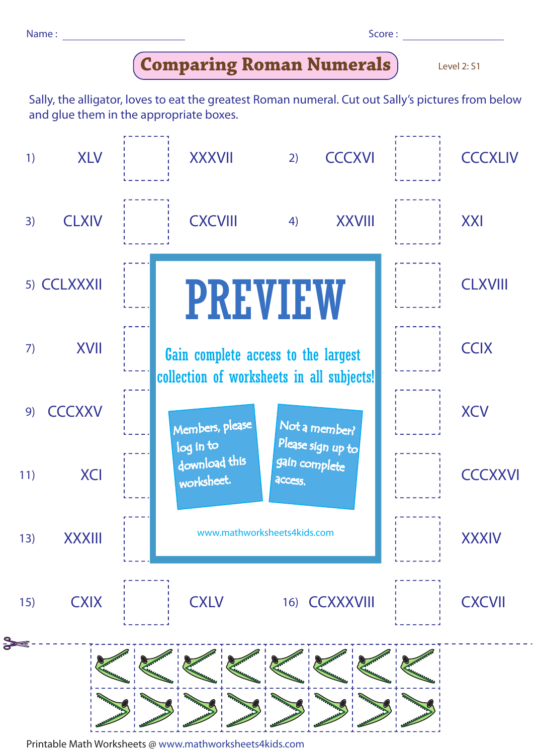Name : ____________________ Score : ____________________

# Comparing Roman Numerals

Level 2: S1

Sally, the alligator, loves to eat the greatest Roman numeral. Cut out Sally's pictures from below and glue them in the appropriate boxes.

| | | | | | | | |
|---|---|---|---|---|---|---|---|
| 1) | XLV | ☐ | XXXVII | 2) | CCCXVI | ☐ | CCCXLIV |
| 3) | CLXIV | ☐ | CXCVIII | 4) | XXVIII | ☐ | XXI |
| 5) | CCLXXXII | ☐ | | | | ☐ | CLXVIII |
| 7) | XVII | ☐ | | | | ☐ | CCIX |
| 9) | CCCXXV | ☐ | | | | ☐ | XCV |
| 11) | XCI | ☐ | | | | ☐ | CCCXXVI |
| 13) | XXXIII | ☐ | | | | ☐ | XXXIV |
| 15) | CXIX | ☐ | CXLV | 16) | CCXXXVIII | ☐ | CXCVII |

**PREVIEW**

Gain complete access to the largest collection of worksheets in all subjects!

Members, please log in to download this worksheet.

Not a member? Please sign up to gain complete access.

www.mathworksheets4kids.com

Printable Math Worksheets @ www.mathworksheets4kids.com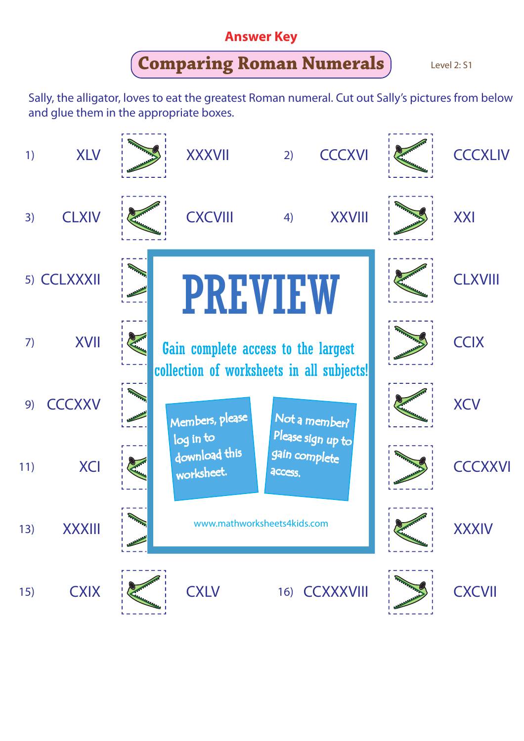**Answer Key**

# Comparing Roman Numerals

Level 2: S1

Sally, the alligator, loves to eat the greatest Roman numeral. Cut out Sally's pictures from below and glue them in the appropriate boxes.

| | | | | | | | |
|---|---|---|---|---|---|---|---|
| 1) | XLV | > | XXXVII | 2) | CCCXVI | < | CCCXLIV |
| 3) | CLXIV | < | CXCVIII | 4) | XXVIII | > | XXI |
| 5) | CCLXXXII | > | | | | < | CLXVIII |
| 7) | XVII | < | | | | > | CCIX |
| 9) | CCCXXV | > | | | | < | XCV |
| 11) | XCI | < | | | | > | CCCXXVI |
| 13) | XXXIII | > | | | | < | XXXIV |
| 15) | CXIX | < | CXLV | 16) | CCXXXVIII | > | CXCVII |

PREVIEW

Gain complete access to the largest collection of worksheets in all subjects!

Members, please log in to download this worksheet.

Not a member? Please sign up to gain complete access.

www.mathworksheets4kids.com